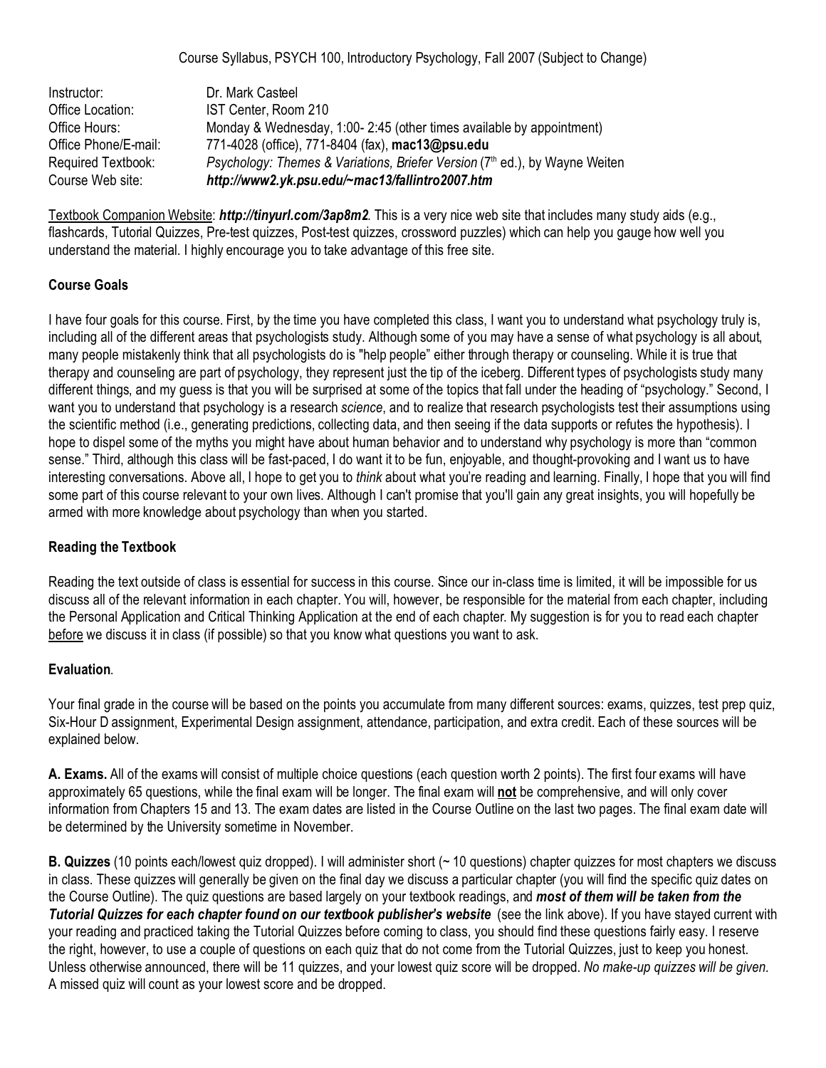Course Syllabus, PSYCH 100, Introductory Psychology, Fall 2007 (Subject to Change)

| | |
|---|---|
| Instructor: | Dr. Mark Casteel |
| Office Location: | IST Center, Room 210 |
| Office Hours: | Monday & Wednesday, 1:00- 2:45 (other times available by appointment) |
| Office Phone/E-mail: | 771-4028 (office), 771-8404 (fax), **mac13@psu.edu** |
| Required Textbook: | *Psychology: Themes & Variations, Briefer Version* (7th ed.), by Wayne Weiten |
| Course Web site: | ***http://www2.yk.psu.edu/~mac13/fallintro2007.htm*** |

Textbook Companion Website: ***http://tinyurl.com/3ap8m2***. This is a very nice web site that includes many study aids (e.g., flashcards, Tutorial Quizzes, Pre-test quizzes, Post-test quizzes, crossword puzzles) which can help you gauge how well you understand the material. I highly encourage you to take advantage of this free site.

**Course Goals**

I have four goals for this course. First, by the time you have completed this class, I want you to understand what psychology truly is, including all of the different areas that psychologists study. Although some of you may have a sense of what psychology is all about, many people mistakenly think that all psychologists do is "help people" either through therapy or counseling. While it is true that therapy and counseling are part of psychology, they represent just the tip of the iceberg. Different types of psychologists study many different things, and my guess is that you will be surprised at some of the topics that fall under the heading of "psychology." Second, I want you to understand that psychology is a research *science*, and to realize that research psychologists test their assumptions using the scientific method (i.e., generating predictions, collecting data, and then seeing if the data supports or refutes the hypothesis). I hope to dispel some of the myths you might have about human behavior and to understand why psychology is more than "common sense." Third, although this class will be fast-paced, I do want it to be fun, enjoyable, and thought-provoking and I want us to have interesting conversations. Above all, I hope to get you to *think* about what you're reading and learning. Finally, I hope that you will find some part of this course relevant to your own lives. Although I can't promise that you'll gain any great insights, you will hopefully be armed with more knowledge about psychology than when you started.

**Reading the Textbook**

Reading the text outside of class is essential for success in this course. Since our in-class time is limited, it will be impossible for us discuss all of the relevant information in each chapter. You will, however, be responsible for the material from each chapter, including the Personal Application and Critical Thinking Application at the end of each chapter. My suggestion is for you to read each chapter before we discuss it in class (if possible) so that you know what questions you want to ask.

**Evaluation**.

Your final grade in the course will be based on the points you accumulate from many different sources: exams, quizzes, test prep quiz, Six-Hour D assignment, Experimental Design assignment, attendance, participation, and extra credit. Each of these sources will be explained below.

**A. Exams.** All of the exams will consist of multiple choice questions (each question worth 2 points). The first four exams will have approximately 65 questions, while the final exam will be longer. The final exam will **not** be comprehensive, and will only cover information from Chapters 15 and 13. The exam dates are listed in the Course Outline on the last two pages. The final exam date will be determined by the University sometime in November.

**B. Quizzes** (10 points each/lowest quiz dropped). I will administer short (~ 10 questions) chapter quizzes for most chapters we discuss in class. These quizzes will generally be given on the final day we discuss a particular chapter (you will find the specific quiz dates on the Course Outline). The quiz questions are based largely on your textbook readings, and ***most of them will be taken from the Tutorial Quizzes for each chapter found on our textbook publisher's website*** (see the link above). If you have stayed current with your reading and practiced taking the Tutorial Quizzes before coming to class, you should find these questions fairly easy. I reserve the right, however, to use a couple of questions on each quiz that do not come from the Tutorial Quizzes, just to keep you honest. Unless otherwise announced, there will be 11 quizzes, and your lowest quiz score will be dropped. *No make-up quizzes will be given.* A missed quiz will count as your lowest score and be dropped.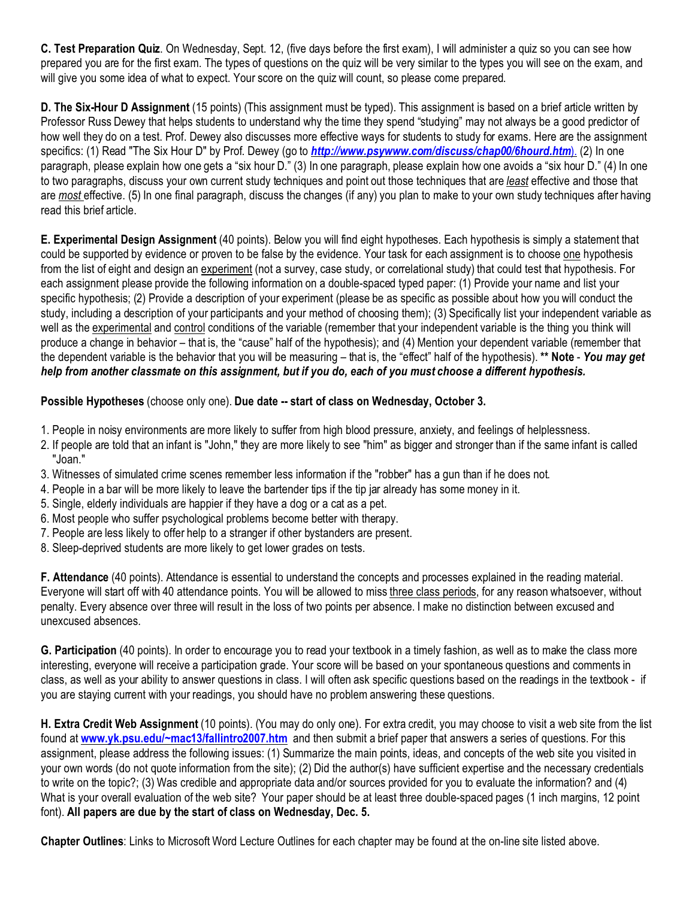**C. Test Preparation Quiz**. On Wednesday, Sept. 12, (five days before the first exam), I will administer a quiz so you can see how prepared you are for the first exam. The types of questions on the quiz will be very similar to the types you will see on the exam, and will give you some idea of what to expect. Your score on the quiz will count, so please come prepared.

**D. The Six-Hour D Assignment** (15 points) (This assignment must be typed). This assignment is based on a brief article written by Professor Russ Dewey that helps students to understand why the time they spend "studying" may not always be a good predictor of how well they do on a test. Prof. Dewey also discusses more effective ways for students to study for exams. Here are the assignment specifics: (1) Read "The Six Hour D" by Prof. Dewey (go to ***http://www.psywww.com/discuss/chap00/6hourd.htm***). (2) In one paragraph, please explain how one gets a "six hour D." (3) In one paragraph, please explain how one avoids a "six hour D." (4) In one to two paragraphs, discuss your own current study techniques and point out those techniques that are *least* effective and those that are *most* effective. (5) In one final paragraph, discuss the changes (if any) you plan to make to your own study techniques after having read this brief article.

**E. Experimental Design Assignment** (40 points). Below you will find eight hypotheses. Each hypothesis is simply a statement that could be supported by evidence or proven to be false by the evidence. Your task for each assignment is to choose one hypothesis from the list of eight and design an experiment (not a survey, case study, or correlational study) that could test that hypothesis. For each assignment please provide the following information on a double-spaced typed paper: (1) Provide your name and list your specific hypothesis; (2) Provide a description of your experiment (please be as specific as possible about how you will conduct the study, including a description of your participants and your method of choosing them); (3) Specifically list your independent variable as well as the experimental and control conditions of the variable (remember that your independent variable is the thing you think will produce a change in behavior – that is, the "cause" half of the hypothesis); and (4) Mention your dependent variable (remember that the dependent variable is the behavior that you will be measuring – that is, the "effect" half of the hypothesis). **\*\* Note** - ***You may get help from another classmate on this assignment, but if you do, each of you must choose a different hypothesis.***

**Possible Hypotheses** (choose only one). **Due date -- start of class on Wednesday, October 3.**

1. People in noisy environments are more likely to suffer from high blood pressure, anxiety, and feelings of helplessness.
2. If people are told that an infant is "John," they are more likely to see "him" as bigger and stronger than if the same infant is called "Joan."
3. Witnesses of simulated crime scenes remember less information if the "robber" has a gun than if he does not.
4. People in a bar will be more likely to leave the bartender tips if the tip jar already has some money in it.
5. Single, elderly individuals are happier if they have a dog or a cat as a pet.
6. Most people who suffer psychological problems become better with therapy.
7. People are less likely to offer help to a stranger if other bystanders are present.
8. Sleep-deprived students are more likely to get lower grades on tests.

**F. Attendance** (40 points). Attendance is essential to understand the concepts and processes explained in the reading material. Everyone will start off with 40 attendance points. You will be allowed to miss three class periods, for any reason whatsoever, without penalty. Every absence over three will result in the loss of two points per absence. I make no distinction between excused and unexcused absences.

**G. Participation** (40 points). In order to encourage you to read your textbook in a timely fashion, as well as to make the class more interesting, everyone will receive a participation grade. Your score will be based on your spontaneous questions and comments in class, as well as your ability to answer questions in class. I will often ask specific questions based on the readings in the textbook - if you are staying current with your readings, you should have no problem answering these questions.

**H. Extra Credit Web Assignment** (10 points). (You may do only one). For extra credit, you may choose to visit a web site from the list found at **www.yk.psu.edu/~mac13/fallintro2007.htm** and then submit a brief paper that answers a series of questions. For this assignment, please address the following issues: (1) Summarize the main points, ideas, and concepts of the web site you visited in your own words (do not quote information from the site); (2) Did the author(s) have sufficient expertise and the necessary credentials to write on the topic?; (3) Was credible and appropriate data and/or sources provided for you to evaluate the information? and (4) What is your overall evaluation of the web site? Your paper should be at least three double-spaced pages (1 inch margins, 12 point font). **All papers are due by the start of class on Wednesday, Dec. 5.**

**Chapter Outlines**: Links to Microsoft Word Lecture Outlines for each chapter may be found at the on-line site listed above.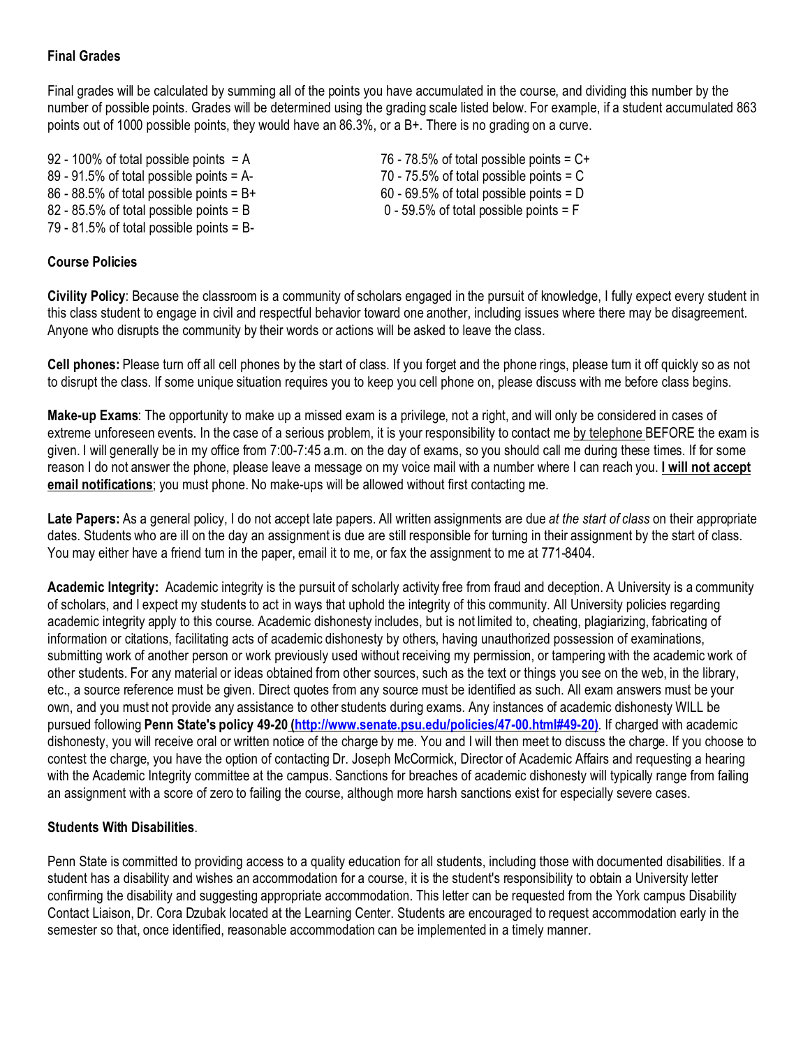**Final Grades**

Final grades will be calculated by summing all of the points you have accumulated in the course, and dividing this number by the number of possible points. Grades will be determined using the grading scale listed below. For example, if a student accumulated 863 points out of 1000 possible points, they would have an 86.3%, or a B+. There is no grading on a curve.

92 - 100% of total possible points = A
89 - 91.5% of total possible points = A-
86 - 88.5% of total possible points = B+
82 - 85.5% of total possible points = B
79 - 81.5% of total possible points = B-
76 - 78.5% of total possible points = C+
70 - 75.5% of total possible points = C
60 - 69.5% of total possible points = D
0 - 59.5% of total possible points = F

**Course Policies**

**Civility Policy**: Because the classroom is a community of scholars engaged in the pursuit of knowledge, I fully expect every student in this class student to engage in civil and respectful behavior toward one another, including issues where there may be disagreement. Anyone who disrupts the community by their words or actions will be asked to leave the class.

**Cell phones:** Please turn off all cell phones by the start of class. If you forget and the phone rings, please turn it off quickly so as not to disrupt the class. If some unique situation requires you to keep you cell phone on, please discuss with me before class begins.

**Make-up Exams**: The opportunity to make up a missed exam is a privilege, not a right, and will only be considered in cases of extreme unforeseen events. In the case of a serious problem, it is your responsibility to contact me by telephone BEFORE the exam is given. I will generally be in my office from 7:00-7:45 a.m. on the day of exams, so you should call me during these times. If for some reason I do not answer the phone, please leave a message on my voice mail with a number where I can reach you. **I will not accept email notifications**; you must phone. No make-ups will be allowed without first contacting me.

**Late Papers:** As a general policy, I do not accept late papers. All written assignments are due *at the start of class* on their appropriate dates. Students who are ill on the day an assignment is due are still responsible for turning in their assignment by the start of class. You may either have a friend turn in the paper, email it to me, or fax the assignment to me at 771-8404.

**Academic Integrity:** Academic integrity is the pursuit of scholarly activity free from fraud and deception. A University is a community of scholars, and I expect my students to act in ways that uphold the integrity of this community. All University policies regarding academic integrity apply to this course. Academic dishonesty includes, but is not limited to, cheating, plagiarizing, fabricating of information or citations, facilitating acts of academic dishonesty by others, having unauthorized possession of examinations, submitting work of another person or work previously used without receiving my permission, or tampering with the academic work of other students. For any material or ideas obtained from other sources, such as the text or things you see on the web, in the library, etc., a source reference must be given. Direct quotes from any source must be identified as such. All exam answers must be your own, and you must not provide any assistance to other students during exams. Any instances of academic dishonesty WILL be pursued following **Penn State's policy 49-20 (http://www.senate.psu.edu/policies/47-00.html#49-20)**. If charged with academic dishonesty, you will receive oral or written notice of the charge by me. You and I will then meet to discuss the charge. If you choose to contest the charge, you have the option of contacting Dr. Joseph McCormick, Director of Academic Affairs and requesting a hearing with the Academic Integrity committee at the campus. Sanctions for breaches of academic dishonesty will typically range from failing an assignment with a score of zero to failing the course, although more harsh sanctions exist for especially severe cases.

**Students With Disabilities**.

Penn State is committed to providing access to a quality education for all students, including those with documented disabilities. If a student has a disability and wishes an accommodation for a course, it is the student's responsibility to obtain a University letter confirming the disability and suggesting appropriate accommodation. This letter can be requested from the York campus Disability Contact Liaison, Dr. Cora Dzubak located at the Learning Center. Students are encouraged to request accommodation early in the semester so that, once identified, reasonable accommodation can be implemented in a timely manner.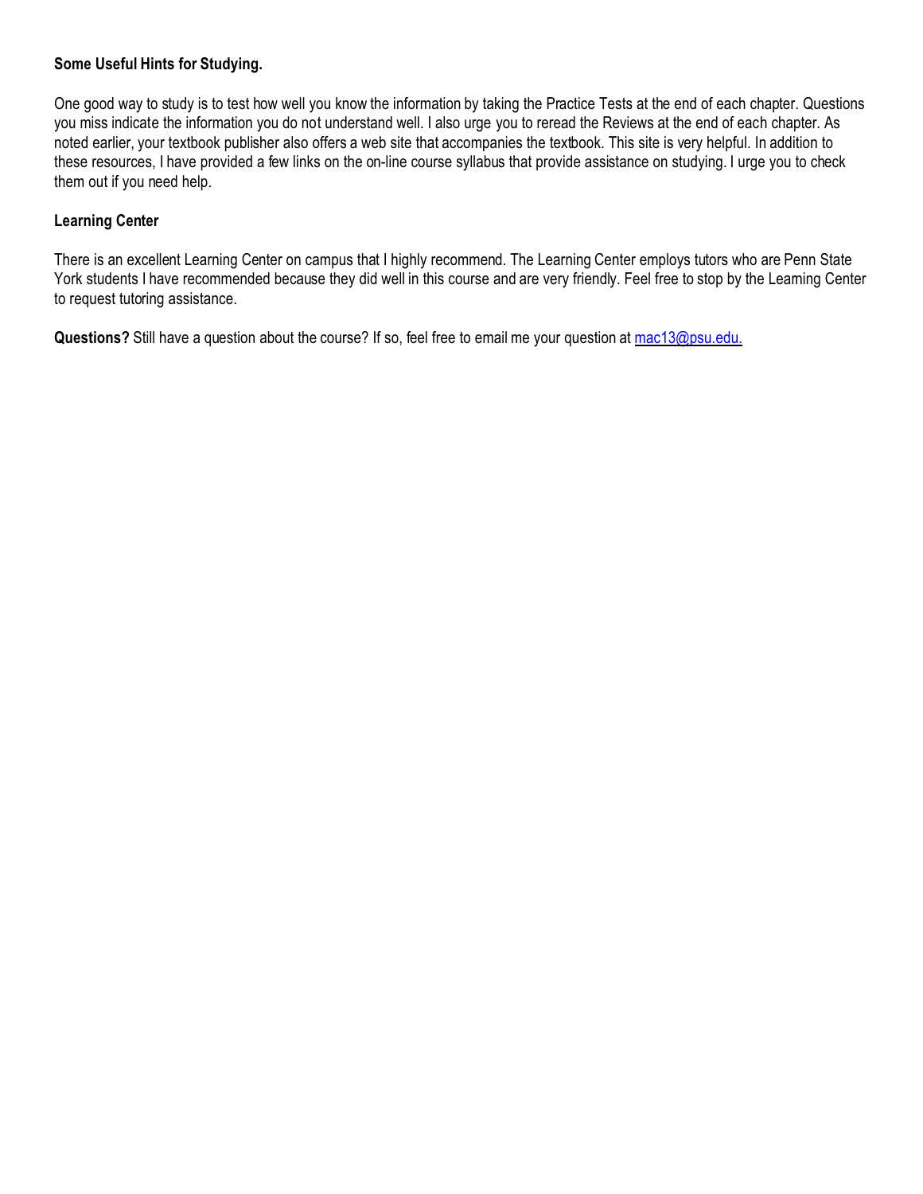**Some Useful Hints for Studying.**

One good way to study is to test how well you know the information by taking the Practice Tests at the end of each chapter. Questions you miss indicate the information you do not understand well. I also urge you to reread the Reviews at the end of each chapter. As noted earlier, your textbook publisher also offers a web site that accompanies the textbook. This site is very helpful. In addition to these resources, I have provided a few links on the on-line course syllabus that provide assistance on studying. I urge you to check them out if you need help.

**Learning Center**

There is an excellent Learning Center on campus that I highly recommend. The Learning Center employs tutors who are Penn State York students I have recommended because they did well in this course and are very friendly. Feel free to stop by the Learning Center to request tutoring assistance.

**Questions?** Still have a question about the course? If so, feel free to email me your question at mac13@psu.edu.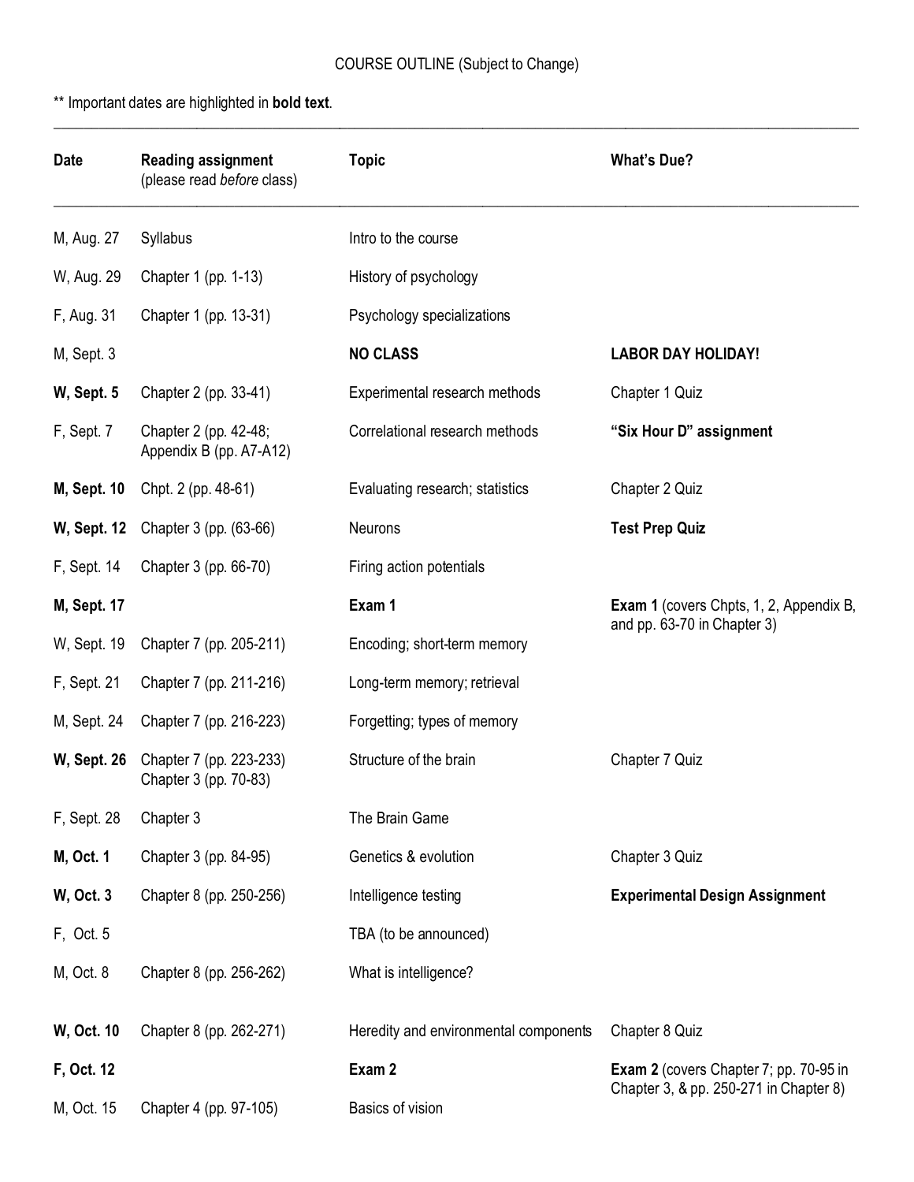COURSE OUTLINE (Subject to Change)

** Important dates are highlighted in **bold text**.

| Date | Reading assignment (please read *before* class) | Topic | What's Due? |
|---|---|---|---|
| M, Aug. 27 | Syllabus | Intro to the course | |
| W, Aug. 29 | Chapter 1 (pp. 1-13) | History of psychology | |
| F, Aug. 31 | Chapter 1 (pp. 13-31) | Psychology specializations | |
| M, Sept. 3 | | **NO CLASS** | **LABOR DAY HOLIDAY!** |
| **W, Sept. 5** | Chapter 2 (pp. 33-41) | Experimental research methods | Chapter 1 Quiz |
| F, Sept. 7 | Chapter 2 (pp. 42-48; Appendix B (pp. A7-A12) | Correlational research methods | **"Six Hour D" assignment** |
| **M, Sept. 10** | Chpt. 2 (pp. 48-61) | Evaluating research; statistics | Chapter 2 Quiz |
| **W, Sept. 12** | Chapter 3 (pp. (63-66) | Neurons | **Test Prep Quiz** |
| F, Sept. 14 | Chapter 3 (pp. 66-70) | Firing action potentials | |
| **M, Sept. 17** | | **Exam 1** | **Exam 1** (covers Chpts, 1, 2, Appendix B, and pp. 63-70 in Chapter 3) |
| W, Sept. 19 | Chapter 7 (pp. 205-211) | Encoding; short-term memory | |
| F, Sept. 21 | Chapter 7 (pp. 211-216) | Long-term memory; retrieval | |
| M, Sept. 24 | Chapter 7 (pp. 216-223) | Forgetting; types of memory | |
| **W, Sept. 26** | Chapter 7 (pp. 223-233) Chapter 3 (pp. 70-83) | Structure of the brain | Chapter 7 Quiz |
| F, Sept. 28 | Chapter 3 | The Brain Game | |
| **M, Oct. 1** | Chapter 3 (pp. 84-95) | Genetics & evolution | Chapter 3 Quiz |
| **W, Oct. 3** | Chapter 8 (pp. 250-256) | Intelligence testing | **Experimental Design Assignment** |
| F, Oct. 5 | | TBA (to be announced) | |
| M, Oct. 8 | Chapter 8 (pp. 256-262) | What is intelligence? | |
| **W, Oct. 10** | Chapter 8 (pp. 262-271) | Heredity and environmental components | Chapter 8 Quiz |
| **F, Oct. 12** | | **Exam 2** | **Exam 2** (covers Chapter 7; pp. 70-95 in Chapter 3, & pp. 250-271 in Chapter 8) |
| M, Oct. 15 | Chapter 4 (pp. 97-105) | Basics of vision | |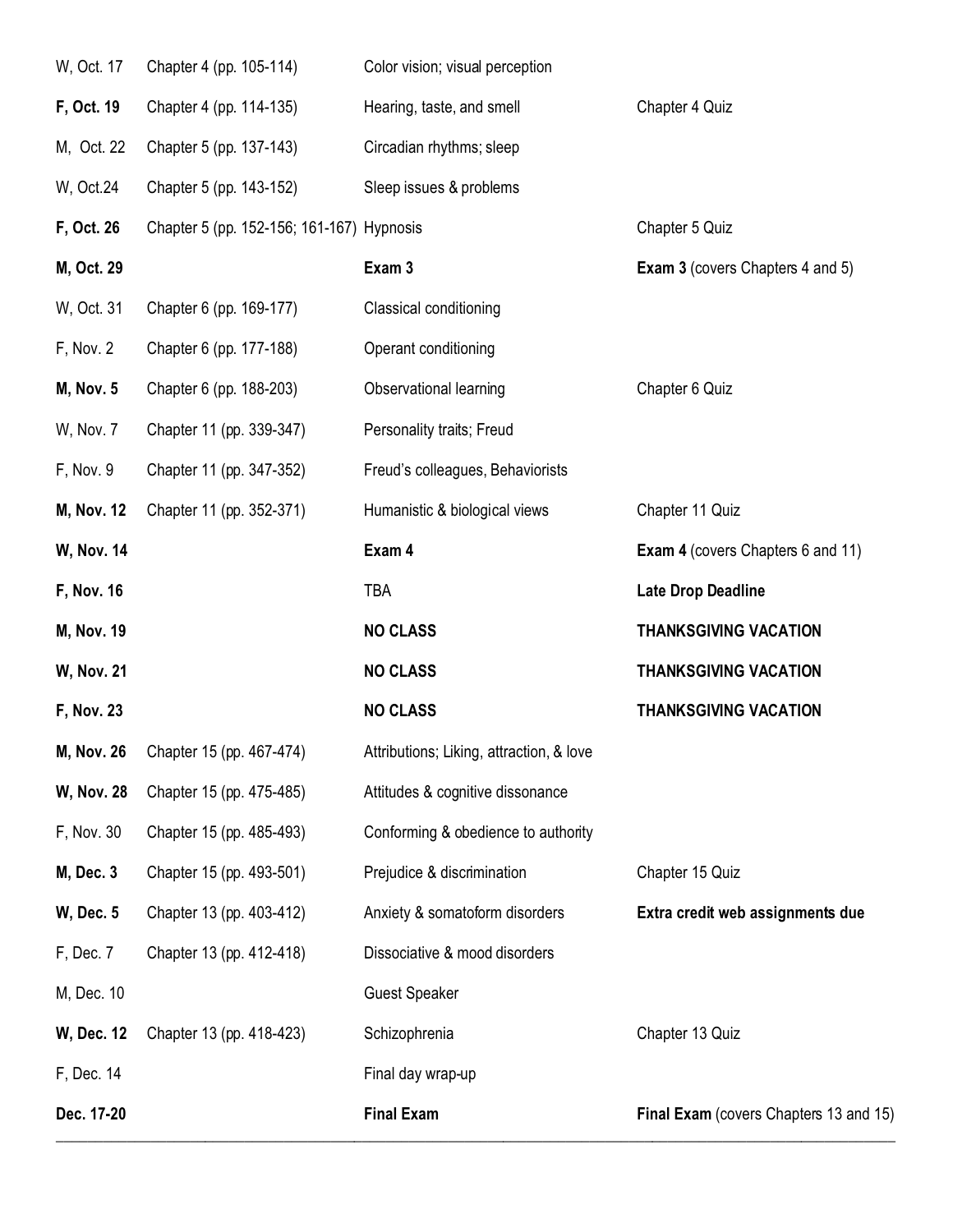| | | | |
|---|---|---|---|
| W, Oct. 17 | Chapter 4 (pp. 105-114) | Color vision; visual perception | |
| **F, Oct. 19** | Chapter 4 (pp. 114-135) | Hearing, taste, and smell | Chapter 4 Quiz |
| M, Oct. 22 | Chapter 5 (pp. 137-143) | Circadian rhythms; sleep | |
| W, Oct.24 | Chapter 5 (pp. 143-152) | Sleep issues & problems | |
| **F, Oct. 26** | Chapter 5 (pp. 152-156; 161-167) | Hypnosis | Chapter 5 Quiz |
| **M, Oct. 29** | | **Exam 3** | **Exam 3** (covers Chapters 4 and 5) |
| W, Oct. 31 | Chapter 6 (pp. 169-177) | Classical conditioning | |
| F, Nov. 2 | Chapter 6 (pp. 177-188) | Operant conditioning | |
| **M, Nov. 5** | Chapter 6 (pp. 188-203) | Observational learning | Chapter 6 Quiz |
| W, Nov. 7 | Chapter 11 (pp. 339-347) | Personality traits; Freud | |
| F, Nov. 9 | Chapter 11 (pp. 347-352) | Freud's colleagues, Behaviorists | |
| **M, Nov. 12** | Chapter 11 (pp. 352-371) | Humanistic & biological views | Chapter 11 Quiz |
| **W, Nov. 14** | | **Exam 4** | **Exam 4** (covers Chapters 6 and 11) |
| **F, Nov. 16** | | TBA | **Late Drop Deadline** |
| **M, Nov. 19** | | **NO CLASS** | **THANKSGIVING VACATION** |
| **W, Nov. 21** | | **NO CLASS** | **THANKSGIVING VACATION** |
| **F, Nov. 23** | | **NO CLASS** | **THANKSGIVING VACATION** |
| **M, Nov. 26** | Chapter 15 (pp. 467-474) | Attributions; Liking, attraction, & love | |
| **W, Nov. 28** | Chapter 15 (pp. 475-485) | Attitudes & cognitive dissonance | |
| F, Nov. 30 | Chapter 15 (pp. 485-493) | Conforming & obedience to authority | |
| **M, Dec. 3** | Chapter 15 (pp. 493-501) | Prejudice & discrimination | Chapter 15 Quiz |
| **W, Dec. 5** | Chapter 13 (pp. 403-412) | Anxiety & somatoform disorders | **Extra credit web assignments due** |
| F, Dec. 7 | Chapter 13 (pp. 412-418) | Dissociative & mood disorders | |
| M, Dec. 10 | | Guest Speaker | |
| **W, Dec. 12** | Chapter 13 (pp. 418-423) | Schizophrenia | Chapter 13 Quiz |
| F, Dec. 14 | | Final day wrap-up | |
| **Dec. 17-20** | | **Final Exam** | **Final Exam** (covers Chapters 13 and 15) |